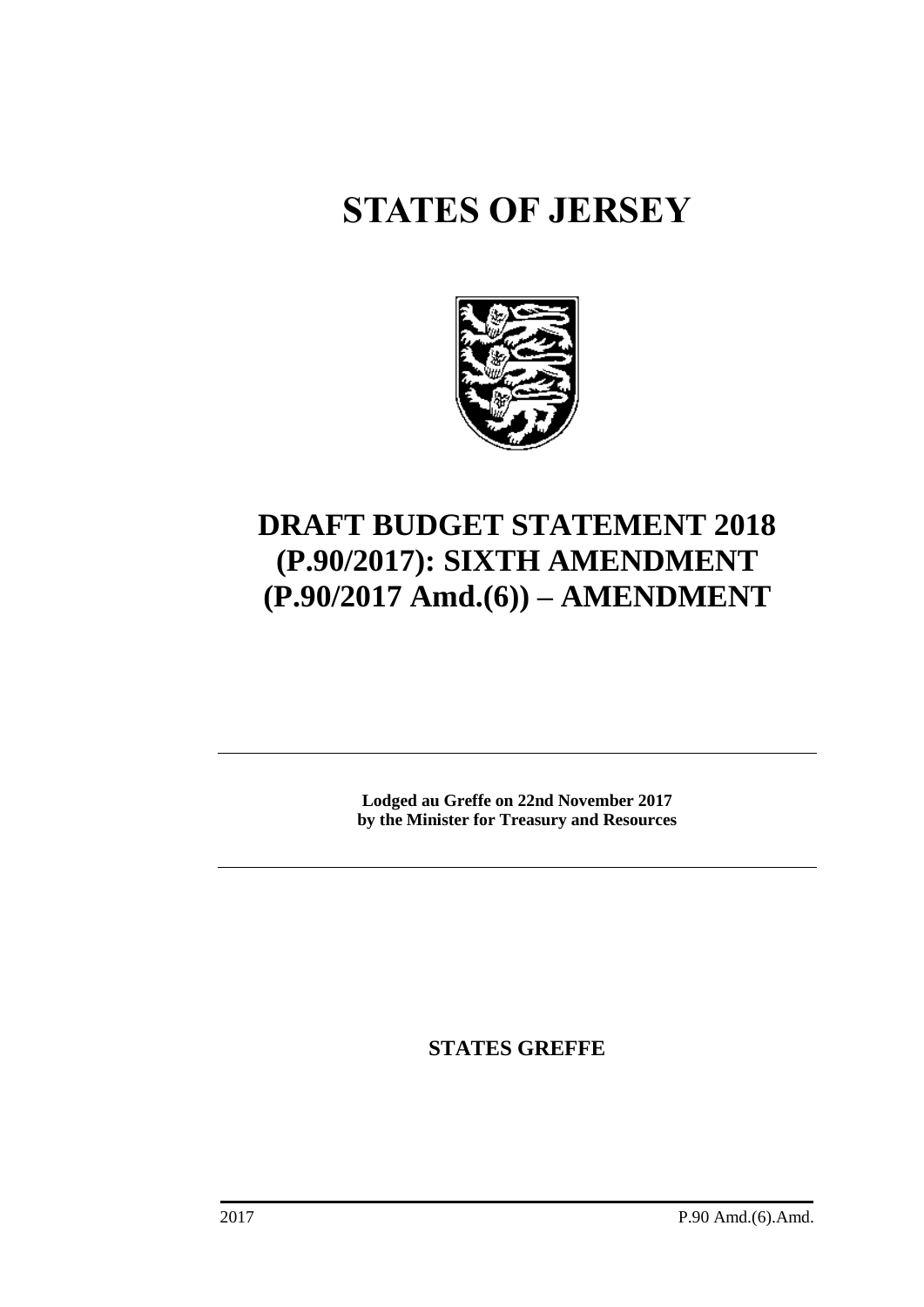# STATES OF JERSEY

# DRAFT BUDGET STATEMENT 2018 (P.90/2017): SIXTH AMENDMENT (P.90/2017 Amd.(6)) – AMENDMENT

**Lodged au Greffe on 22nd November 2017**
**by the Minister for Treasury and Resources**

**STATES GREFFE**

2017 P.90 Amd.(6).Amd.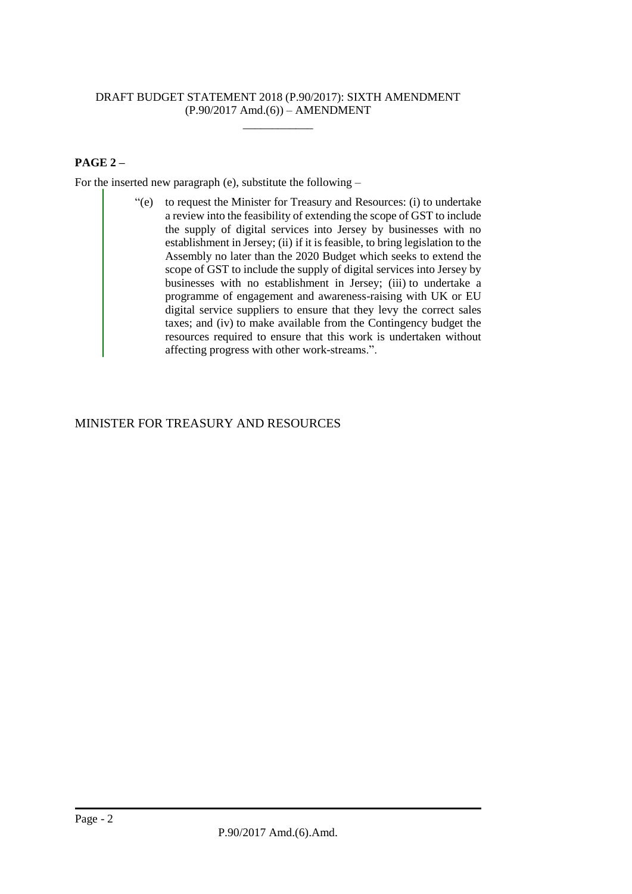DRAFT BUDGET STATEMENT 2018 (P.90/2017): SIXTH AMENDMENT (P.90/2017 Amd.(6)) – AMENDMENT

\_\_\_\_\_\_\_\_\_\_\_\_

**PAGE 2 –**

For the inserted new paragraph (e), substitute the following –

> "(e) to request the Minister for Treasury and Resources: (i) to undertake a review into the feasibility of extending the scope of GST to include the supply of digital services into Jersey by businesses with no establishment in Jersey; (ii) if it is feasible, to bring legislation to the Assembly no later than the 2020 Budget which seeks to extend the scope of GST to include the supply of digital services into Jersey by businesses with no establishment in Jersey; (iii) to undertake a programme of engagement and awareness-raising with UK or EU digital service suppliers to ensure that they levy the correct sales taxes; and (iv) to make available from the Contingency budget the resources required to ensure that this work is undertaken without affecting progress with other work-streams.".

MINISTER FOR TREASURY AND RESOURCES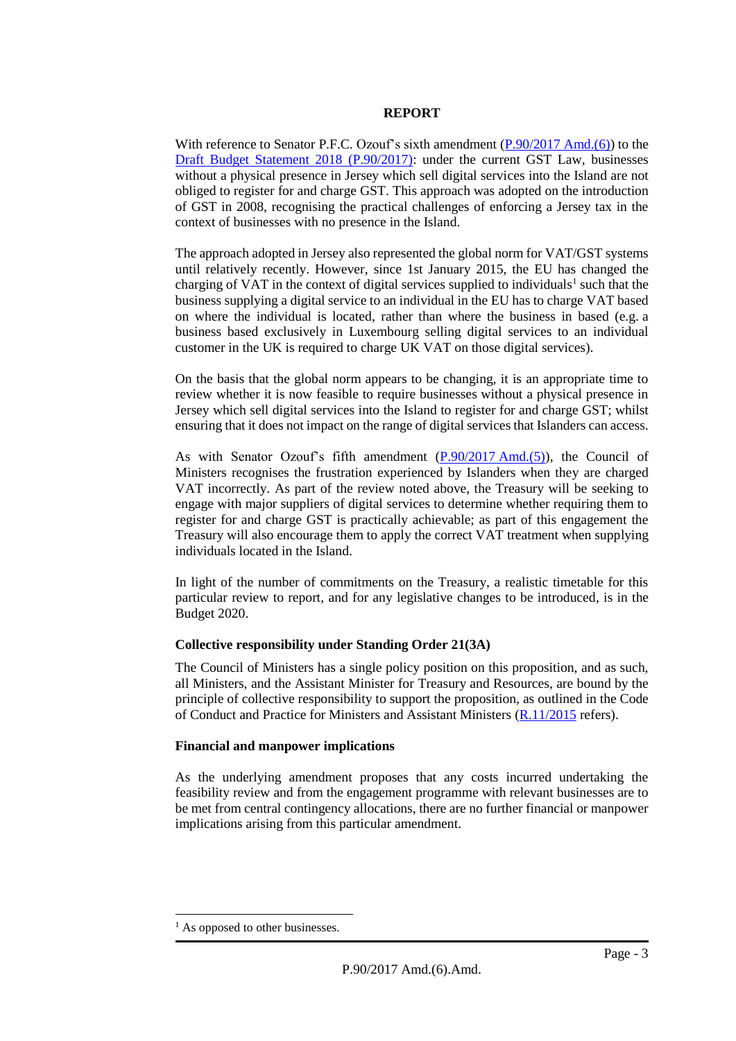## REPORT

With reference to Senator P.F.C. Ozouf's sixth amendment (P.90/2017 Amd.(6)) to the Draft Budget Statement 2018 (P.90/2017): under the current GST Law, businesses without a physical presence in Jersey which sell digital services into the Island are not obliged to register for and charge GST. This approach was adopted on the introduction of GST in 2008, recognising the practical challenges of enforcing a Jersey tax in the context of businesses with no presence in the Island.

The approach adopted in Jersey also represented the global norm for VAT/GST systems until relatively recently. However, since 1st January 2015, the EU has changed the charging of VAT in the context of digital services supplied to individuals[1] such that the business supplying a digital service to an individual in the EU has to charge VAT based on where the individual is located, rather than where the business in based (e.g. a business based exclusively in Luxembourg selling digital services to an individual customer in the UK is required to charge UK VAT on those digital services).

On the basis that the global norm appears to be changing, it is an appropriate time to review whether it is now feasible to require businesses without a physical presence in Jersey which sell digital services into the Island to register for and charge GST; whilst ensuring that it does not impact on the range of digital services that Islanders can access.

As with Senator Ozouf's fifth amendment (P.90/2017 Amd.(5)), the Council of Ministers recognises the frustration experienced by Islanders when they are charged VAT incorrectly. As part of the review noted above, the Treasury will be seeking to engage with major suppliers of digital services to determine whether requiring them to register for and charge GST is practically achievable; as part of this engagement the Treasury will also encourage them to apply the correct VAT treatment when supplying individuals located in the Island.

In light of the number of commitments on the Treasury, a realistic timetable for this particular review to report, and for any legislative changes to be introduced, is in the Budget 2020.

### Collective responsibility under Standing Order 21(3A)

The Council of Ministers has a single policy position on this proposition, and as such, all Ministers, and the Assistant Minister for Treasury and Resources, are bound by the principle of collective responsibility to support the proposition, as outlined in the Code of Conduct and Practice for Ministers and Assistant Ministers (R.11/2015 refers).

### Financial and manpower implications

As the underlying amendment proposes that any costs incurred undertaking the feasibility review and from the engagement programme with relevant businesses are to be met from central contingency allocations, there are no further financial or manpower implications arising from this particular amendment.

---

[1] As opposed to other businesses.